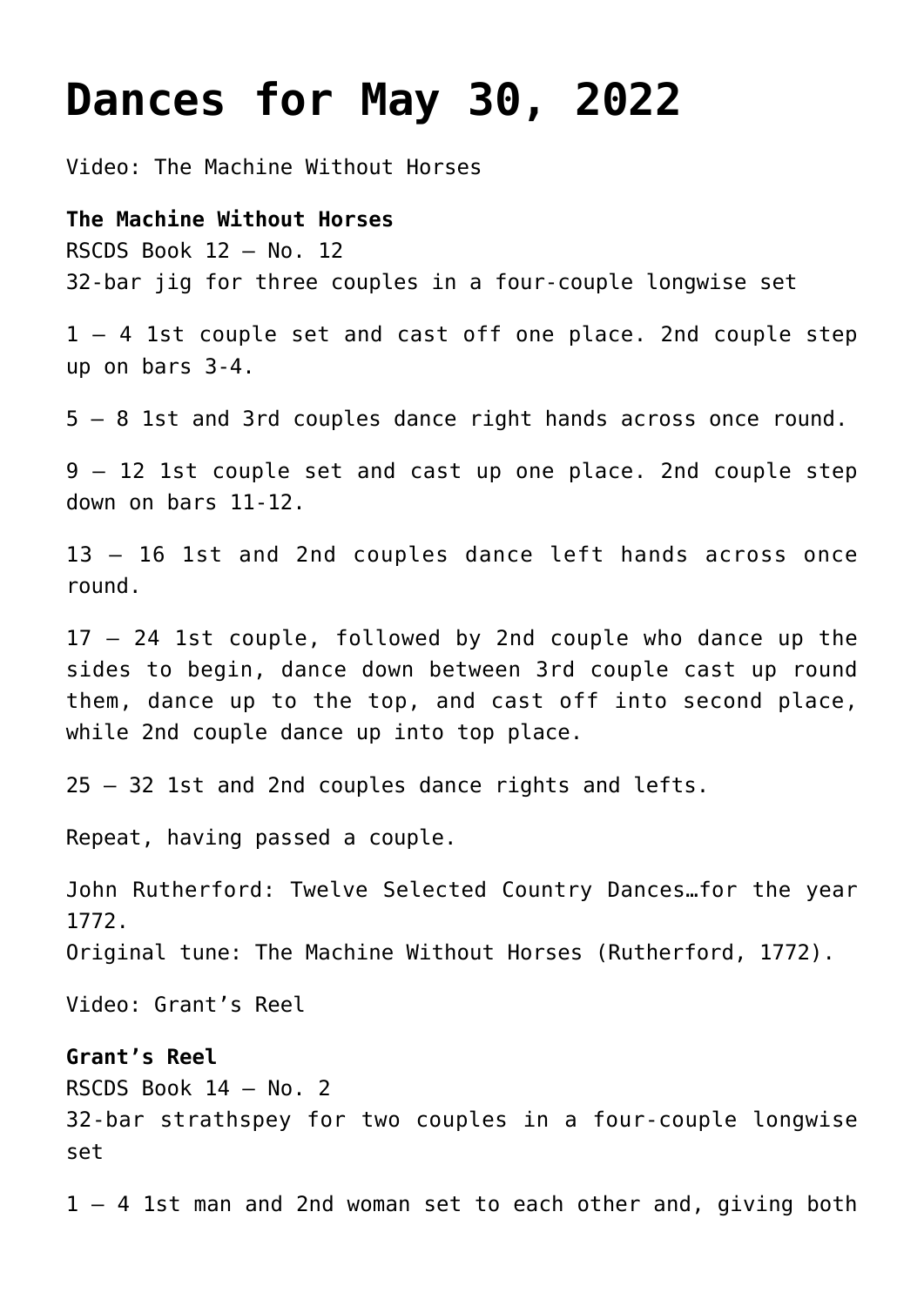# Dances for May 30, 2022

Video: The Machine Without Horses

**The Machine Without Horses**
RSCDS Book 12 – No. 12
32-bar jig for three couples in a four-couple longwise set

1 – 4 1st couple set and cast off one place. 2nd couple step up on bars 3-4.

5 – 8 1st and 3rd couples dance right hands across once round.

9 – 12 1st couple set and cast up one place. 2nd couple step down on bars 11-12.

13 – 16 1st and 2nd couples dance left hands across once round.

17 – 24 1st couple, followed by 2nd couple who dance up the sides to begin, dance down between 3rd couple cast up round them, dance up to the top, and cast off into second place, while 2nd couple dance up into top place.

25 – 32 1st and 2nd couples dance rights and lefts.

Repeat, having passed a couple.

John Rutherford: Twelve Selected Country Dances…for the year 1772.
Original tune: The Machine Without Horses (Rutherford, 1772).

Video: Grant's Reel

**Grant's Reel**
RSCDS Book 14 – No. 2
32-bar strathspey for two couples in a four-couple longwise set

1 – 4 1st man and 2nd woman set to each other and, giving both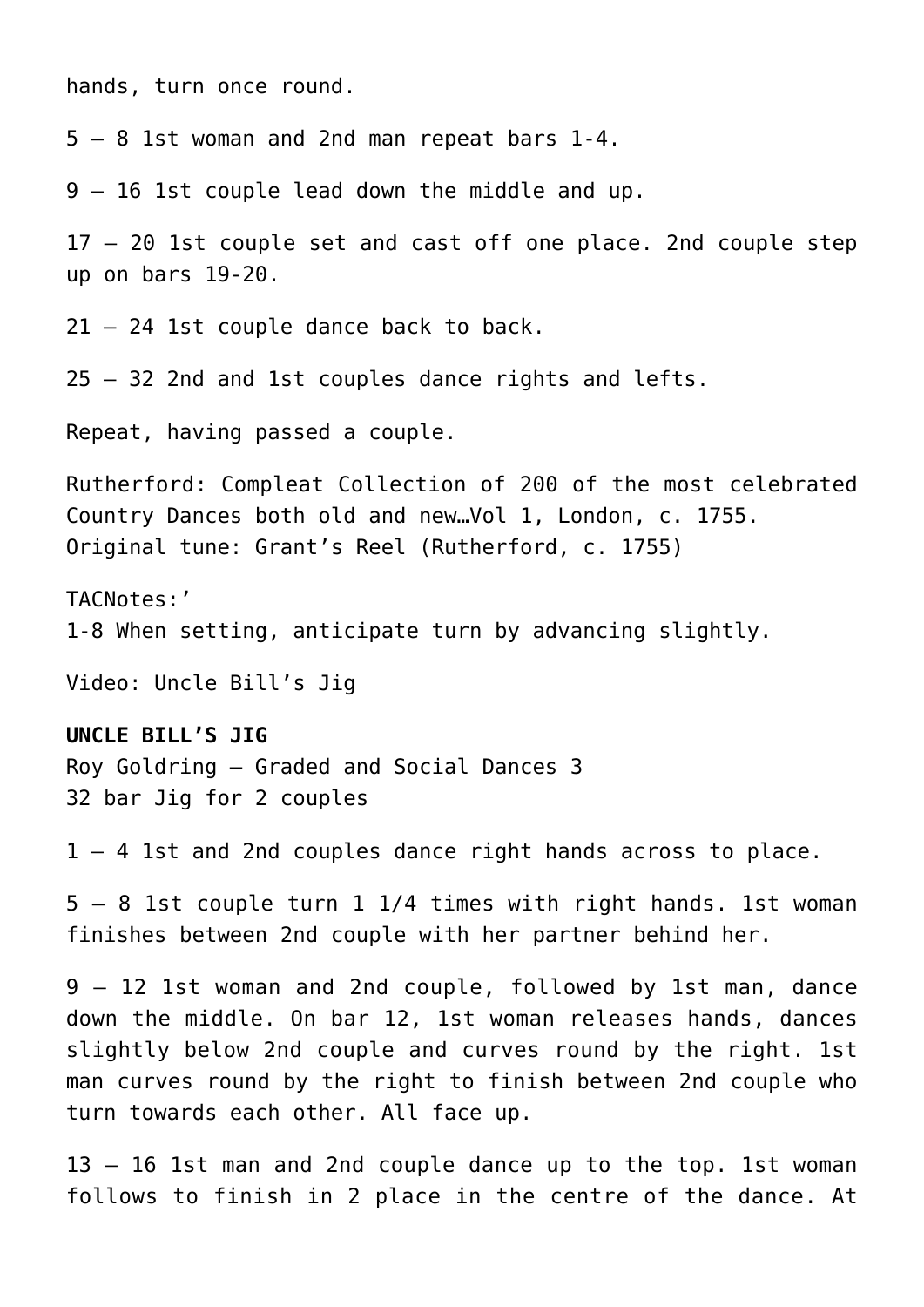hands, turn once round.

5 – 8 1st woman and 2nd man repeat bars 1-4.

9 – 16 1st couple lead down the middle and up.

17 – 20 1st couple set and cast off one place. 2nd couple step up on bars 19-20.

21 – 24 1st couple dance back to back.

25 – 32 2nd and 1st couples dance rights and lefts.

Repeat, having passed a couple.

Rutherford: Compleat Collection of 200 of the most celebrated Country Dances both old and new…Vol 1, London, c. 1755.
Original tune: Grant's Reel (Rutherford, c. 1755)

TACNotes:'
1-8 When setting, anticipate turn by advancing slightly.

Video: Uncle Bill's Jig

**UNCLE BILL'S JIG**
Roy Goldring – Graded and Social Dances 3
32 bar Jig for 2 couples

1 – 4 1st and 2nd couples dance right hands across to place.

5 – 8 1st couple turn 1 1/4 times with right hands. 1st woman finishes between 2nd couple with her partner behind her.

9 – 12 1st woman and 2nd couple, followed by 1st man, dance down the middle. On bar 12, 1st woman releases hands, dances slightly below 2nd couple and curves round by the right. 1st man curves round by the right to finish between 2nd couple who turn towards each other. All face up.

13 – 16 1st man and 2nd couple dance up to the top. 1st woman follows to finish in 2 place in the centre of the dance. At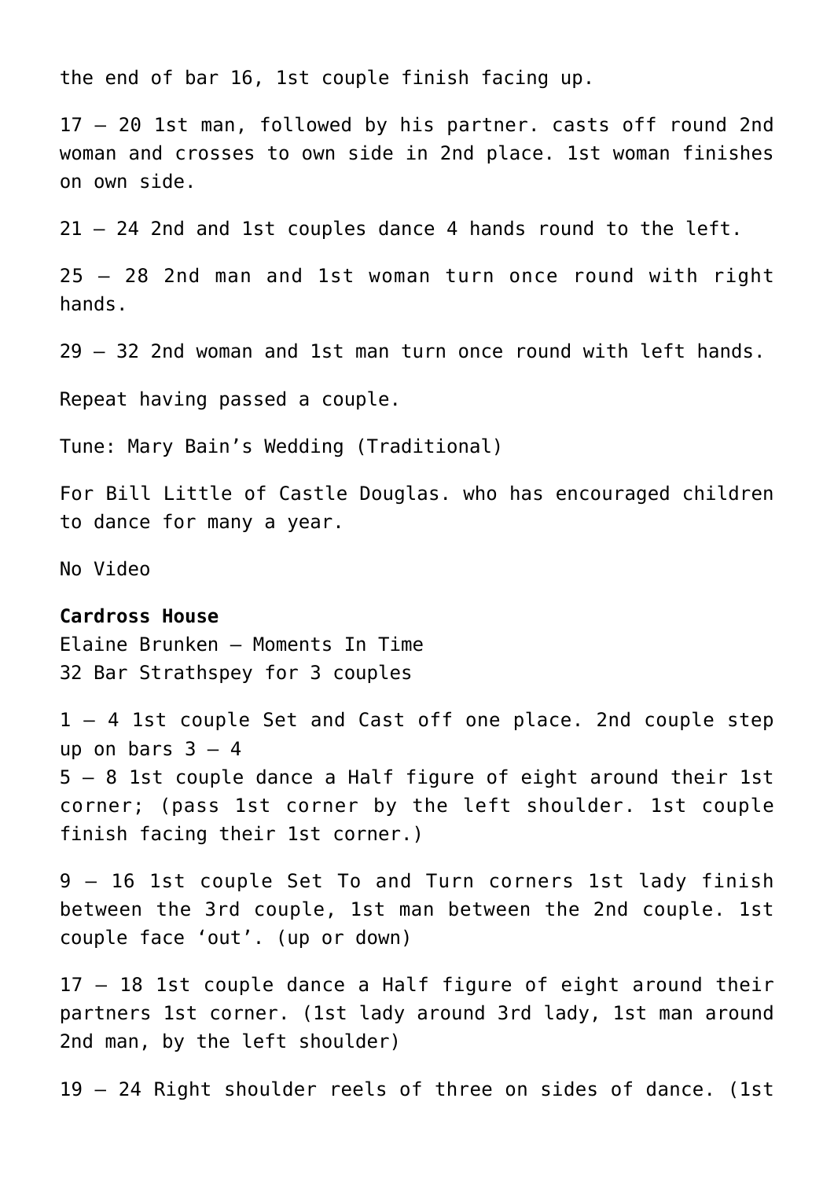the end of bar 16, 1st couple finish facing up.

17 – 20 1st man, followed by his partner. casts off round 2nd woman and crosses to own side in 2nd place. 1st woman finishes on own side.

21 – 24 2nd and 1st couples dance 4 hands round to the left.

25 – 28 2nd man and 1st woman turn once round with right hands.

29 – 32 2nd woman and 1st man turn once round with left hands.

Repeat having passed a couple.

Tune: Mary Bain's Wedding (Traditional)

For Bill Little of Castle Douglas. who has encouraged children to dance for many a year.

No Video

**Cardross House**
Elaine Brunken – Moments In Time
32 Bar Strathspey for 3 couples

1 – 4 1st couple Set and Cast off one place. 2nd couple step up on bars 3 – 4
5 – 8 1st couple dance a Half figure of eight around their 1st corner; (pass 1st corner by the left shoulder. 1st couple finish facing their 1st corner.)

9 – 16 1st couple Set To and Turn corners 1st lady finish between the 3rd couple, 1st man between the 2nd couple. 1st couple face 'out'. (up or down)

17 – 18 1st couple dance a Half figure of eight around their partners 1st corner. (1st lady around 3rd lady, 1st man around 2nd man, by the left shoulder)

19 – 24 Right shoulder reels of three on sides of dance. (1st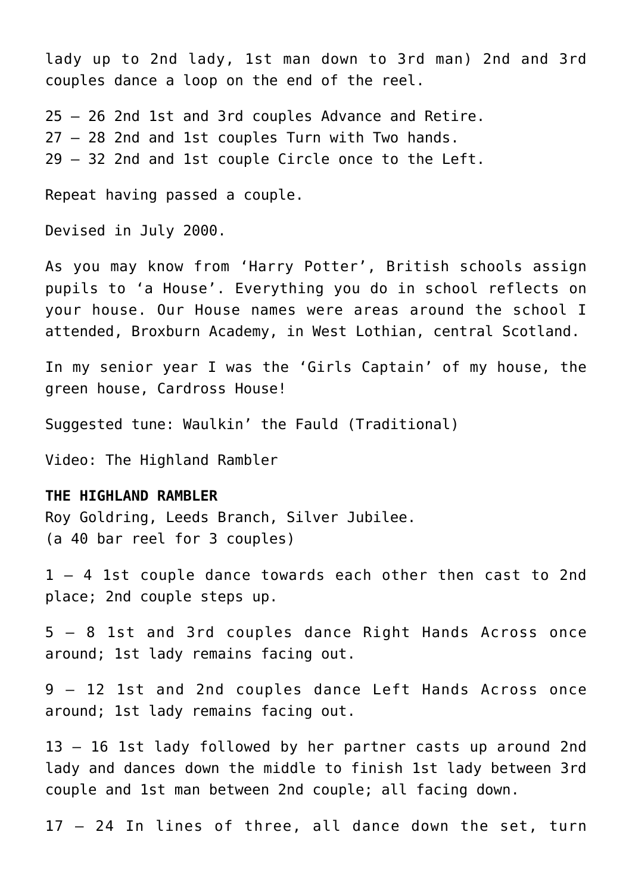lady up to 2nd lady, 1st man down to 3rd man) 2nd and 3rd couples dance a loop on the end of the reel.

25 – 26 2nd 1st and 3rd couples Advance and Retire.
27 – 28 2nd and 1st couples Turn with Two hands.
29 – 32 2nd and 1st couple Circle once to the Left.

Repeat having passed a couple.

Devised in July 2000.

As you may know from 'Harry Potter', British schools assign pupils to 'a House'. Everything you do in school reflects on your house. Our House names were areas around the school I attended, Broxburn Academy, in West Lothian, central Scotland.

In my senior year I was the 'Girls Captain' of my house, the green house, Cardross House!

Suggested tune: Waulkin' the Fauld (Traditional)

Video: The Highland Rambler

**THE HIGHLAND RAMBLER**
Roy Goldring, Leeds Branch, Silver Jubilee.
(a 40 bar reel for 3 couples)

1 – 4 1st couple dance towards each other then cast to 2nd place; 2nd couple steps up.

5 – 8 1st and 3rd couples dance Right Hands Across once around; 1st lady remains facing out.

9 – 12 1st and 2nd couples dance Left Hands Across once around; 1st lady remains facing out.

13 – 16 1st lady followed by her partner casts up around 2nd lady and dances down the middle to finish 1st lady between 3rd couple and 1st man between 2nd couple; all facing down.

17 – 24 In lines of three, all dance down the set, turn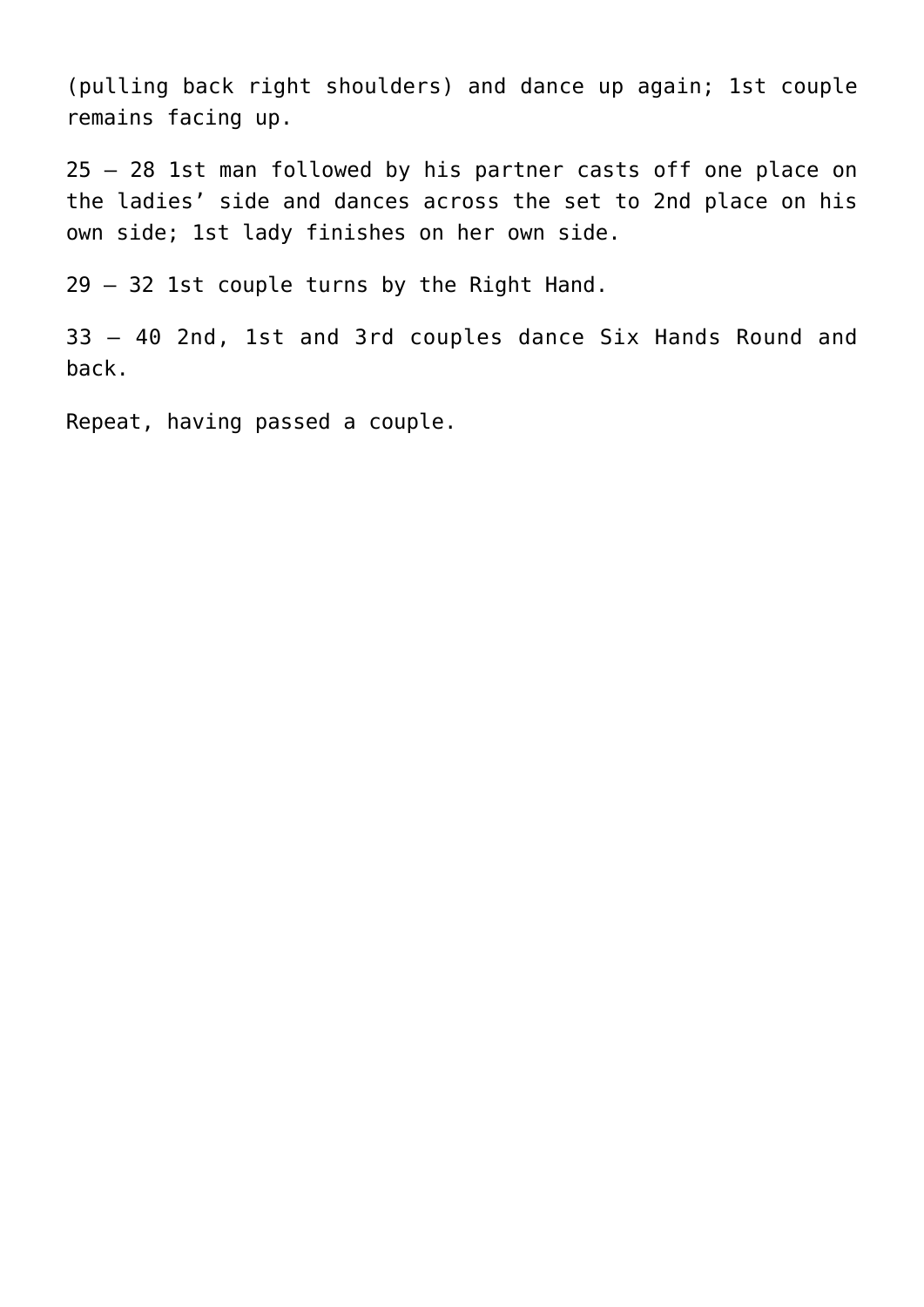(pulling back right shoulders) and dance up again; 1st couple remains facing up.

25 – 28 1st man followed by his partner casts off one place on the ladies' side and dances across the set to 2nd place on his own side; 1st lady finishes on her own side.

29 – 32 1st couple turns by the Right Hand.

33 – 40 2nd, 1st and 3rd couples dance Six Hands Round and back.

Repeat, having passed a couple.